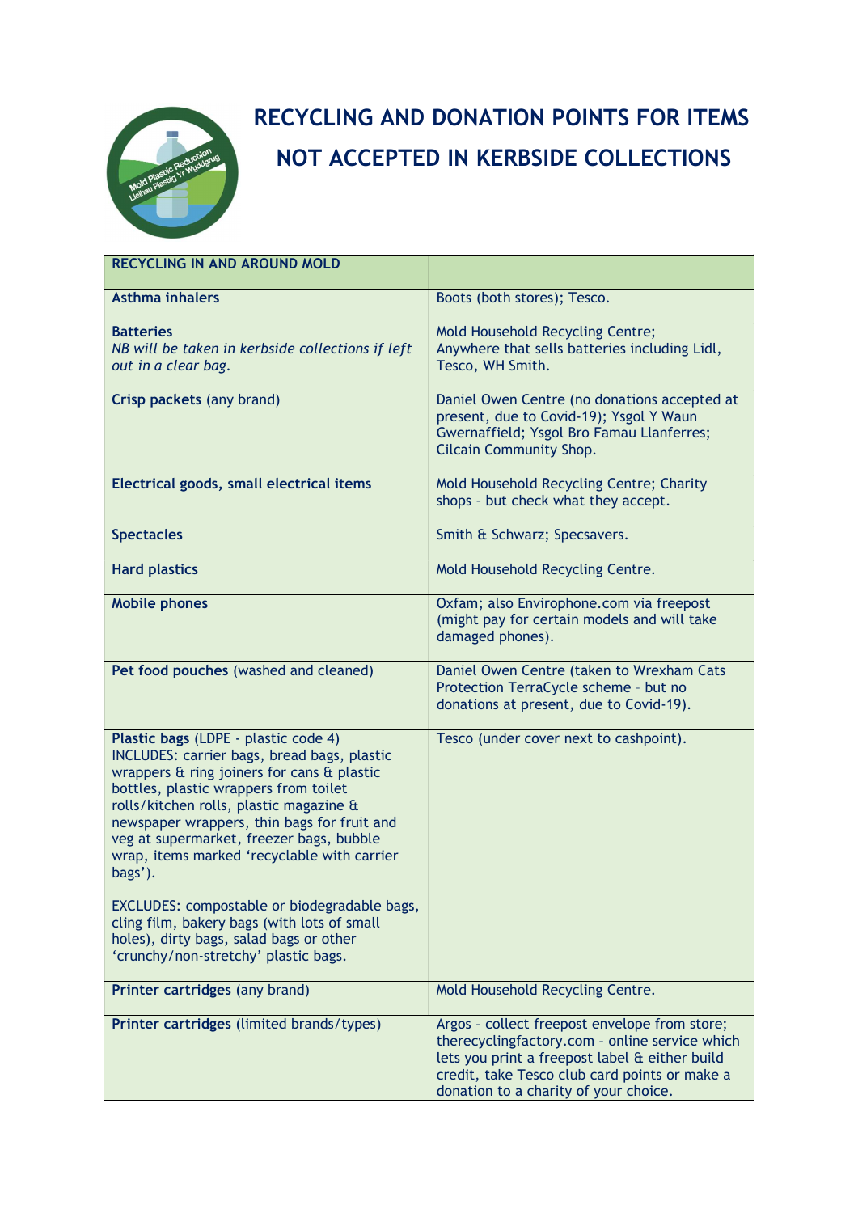# RECYCLING AND DONATION POINTS FOR ITEMS NOT ACCEPTED IN KERBSIDE COLLECTIONS

| RECYCLING IN AND AROUND MOLD | |
|---|---|
| **Asthma inhalers** | Boots (both stores); Tesco. |
| **Batteries**<br>*NB will be taken in kerbside collections if left out in a clear bag.* | Mold Household Recycling Centre; Anywhere that sells batteries including Lidl, Tesco, WH Smith. |
| **Crisp packets** (any brand) | Daniel Owen Centre (no donations accepted at present, due to Covid-19); Ysgol Y Waun Gwernaffield; Ysgol Bro Famau Llanferres; Cilcain Community Shop. |
| **Electrical goods, small electrical items** | Mold Household Recycling Centre; Charity shops – but check what they accept. |
| **Spectacles** | Smith & Schwarz; Specsavers. |
| **Hard plastics** | Mold Household Recycling Centre. |
| **Mobile phones** | Oxfam; also Envirophone.com via freepost (might pay for certain models and will take damaged phones). |
| **Pet food pouches** (washed and cleaned) | Daniel Owen Centre (taken to Wrexham Cats Protection TerraCycle scheme – but no donations at present, due to Covid-19). |
| **Plastic bags** (LDPE - plastic code 4)<br>INCLUDES: carrier bags, bread bags, plastic wrappers & ring joiners for cans & plastic bottles, plastic wrappers from toilet rolls/kitchen rolls, plastic magazine & newspaper wrappers, thin bags for fruit and veg at supermarket, freezer bags, bubble wrap, items marked 'recyclable with carrier bags').<br><br>EXCLUDES: compostable or biodegradable bags, cling film, bakery bags (with lots of small holes), dirty bags, salad bags or other 'crunchy/non-stretchy' plastic bags. | Tesco (under cover next to cashpoint). |
| **Printer cartridges** (any brand) | Mold Household Recycling Centre. |
| **Printer cartridges** (limited brands/types) | Argos – collect freepost envelope from store; therecyclingfactory.com – online service which lets you print a freepost label & either build credit, take Tesco club card points or make a donation to a charity of your choice. |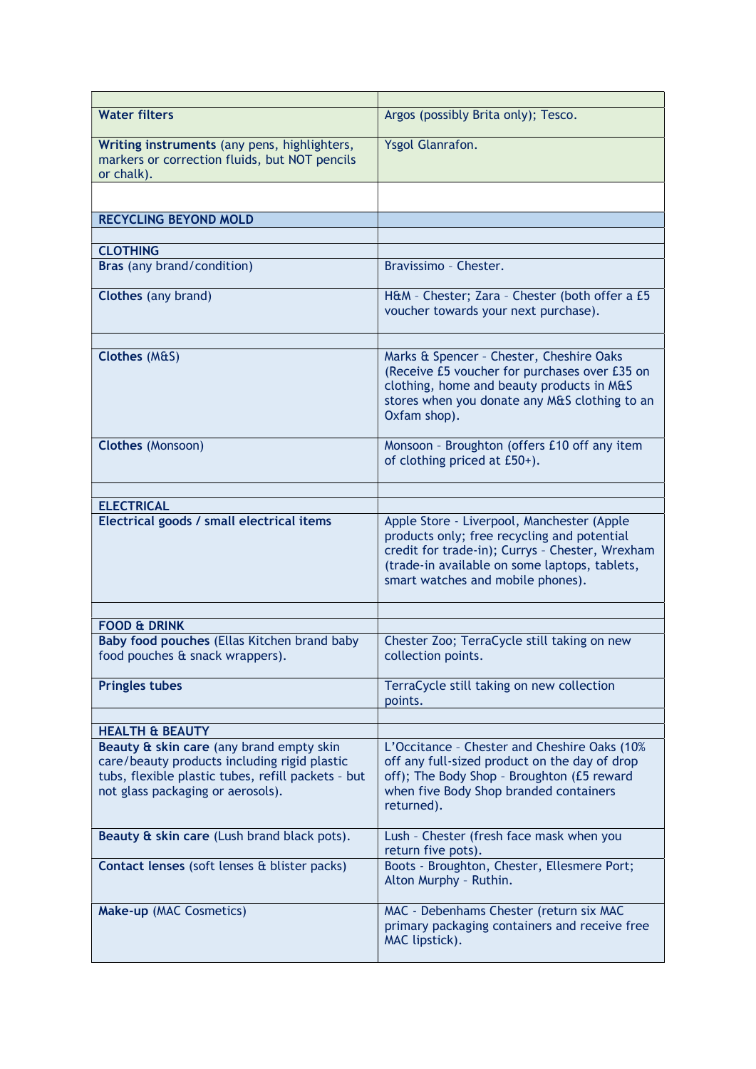| | |
|---|---|
| **Water filters** | Argos (possibly Brita only); Tesco. |
| **Writing instruments** (any pens, highlighters, markers or correction fluids, but NOT pencils or chalk). | Ysgol Glanrafon. |
| | |
| **RECYCLING BEYOND MOLD** | |
| | |
| **CLOTHING** | |
| **Bras** (any brand/condition) | Bravissimo – Chester. |
| **Clothes** (any brand) | H&M – Chester; Zara – Chester (both offer a £5 voucher towards your next purchase). |
| | |
| **Clothes** (M&S) | Marks & Spencer – Chester, Cheshire Oaks (Receive £5 voucher for purchases over £35 on clothing, home and beauty products in M&S stores when you donate any M&S clothing to an Oxfam shop). |
| **Clothes** (Monsoon) | Monsoon – Broughton (offers £10 off any item of clothing priced at £50+). |
| | |
| **ELECTRICAL** | |
| **Electrical goods / small electrical items** | Apple Store - Liverpool, Manchester (Apple products only; free recycling and potential credit for trade-in); Currys – Chester, Wrexham (trade-in available on some laptops, tablets, smart watches and mobile phones). |
| | |
| **FOOD & DRINK** | |
| **Baby food pouches** (Ellas Kitchen brand baby food pouches & snack wrappers). | Chester Zoo; TerraCycle still taking on new collection points. |
| **Pringles tubes** | TerraCycle still taking on new collection points. |
| | |
| **HEALTH & BEAUTY** | |
| **Beauty & skin care** (any brand empty skin care/beauty products including rigid plastic tubs, flexible plastic tubes, refill packets – but not glass packaging or aerosols). | L'Occitance – Chester and Cheshire Oaks (10% off any full-sized product on the day of drop off); The Body Shop – Broughton (£5 reward when five Body Shop branded containers returned). |
| **Beauty & skin care** (Lush brand black pots). | Lush – Chester (fresh face mask when you return five pots). |
| **Contact lenses** (soft lenses & blister packs) | Boots - Broughton, Chester, Ellesmere Port; Alton Murphy – Ruthin. |
| **Make-up** (MAC Cosmetics) | MAC - Debenhams Chester (return six MAC primary packaging containers and receive free MAC lipstick). |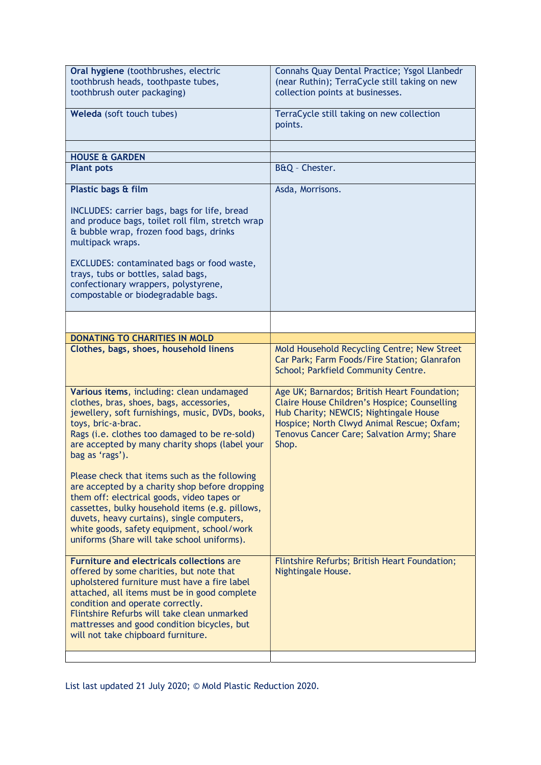| | |
|---|---|
| **Oral hygiene** (toothbrushes, electric toothbrush heads, toothpaste tubes, toothbrush outer packaging) | Connahs Quay Dental Practice; Ysgol Llanbedr (near Ruthin); TerraCycle still taking on new collection points at businesses. |
| **Weleda** (soft touch tubes) | TerraCycle still taking on new collection points. |
| | |
| **HOUSE & GARDEN** | |
| **Plant pots** | B&Q – Chester. |
| **Plastic bags & film**<br><br>INCLUDES: carrier bags, bags for life, bread and produce bags, toilet roll film, stretch wrap & bubble wrap, frozen food bags, drinks multipack wraps.<br><br>EXCLUDES: contaminated bags or food waste, trays, tubs or bottles, salad bags, confectionary wrappers, polystyrene, compostable or biodegradable bags. | Asda, Morrisons. |
| | |
| **DONATING TO CHARITIES IN MOLD** | |
| **Clothes, bags, shoes, household linens** | Mold Household Recycling Centre; New Street Car Park; Farm Foods/Fire Station; Glanrafon School; Parkfield Community Centre. |
| **Various items**, including: clean undamaged clothes, bras, shoes, bags, accessories, jewellery, soft furnishings, music, DVDs, books, toys, bric-a-brac.<br>Rags (i.e. clothes too damaged to be re-sold) are accepted by many charity shops (label your bag as 'rags').<br><br>Please check that items such as the following are accepted by a charity shop before dropping them off: electrical goods, video tapes or cassettes, bulky household items (e.g. pillows, duvets, heavy curtains), single computers, white goods, safety equipment, school/work uniforms (Share will take school uniforms). | Age UK; Barnardos; British Heart Foundation; Claire House Children's Hospice; Counselling Hub Charity; NEWCIS; Nightingale House Hospice; North Clwyd Animal Rescue; Oxfam; Tenovus Cancer Care; Salvation Army; Share Shop. |
| **Furniture and electricals collections** are offered by some charities, but note that upholstered furniture must have a fire label attached, all items must be in good complete condition and operate correctly.<br>Flintshire Refurbs will take clean unmarked mattresses and good condition bicycles, but will not take chipboard furniture. | Flintshire Refurbs; British Heart Foundation; Nightingale House. |
| | |

List last updated 21 July 2020; © Mold Plastic Reduction 2020.